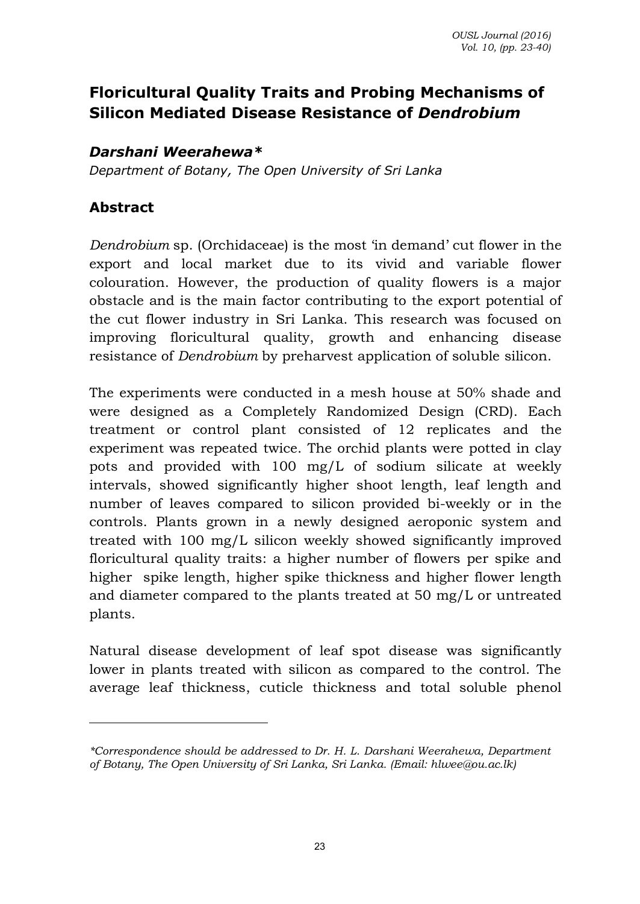# Floricultural Quality Traits and Probing Mechanisms of Silicon Mediated Disease Resistance of *Dendrobium*

***Darshani Weerahewa****

*Department of Botany, The Open University of Sri Lanka*

## Abstract

*Dendrobium* sp. (Orchidaceae) is the most 'in demand' cut flower in the export and local market due to its vivid and variable flower colouration. However, the production of quality flowers is a major obstacle and is the main factor contributing to the export potential of the cut flower industry in Sri Lanka. This research was focused on improving floricultural quality, growth and enhancing disease resistance of *Dendrobium* by preharvest application of soluble silicon.

The experiments were conducted in a mesh house at 50% shade and were designed as a Completely Randomized Design (CRD). Each treatment or control plant consisted of 12 replicates and the experiment was repeated twice. The orchid plants were potted in clay pots and provided with 100 mg/L of sodium silicate at weekly intervals, showed significantly higher shoot length, leaf length and number of leaves compared to silicon provided bi-weekly or in the controls. Plants grown in a newly designed aeroponic system and treated with 100 mg/L silicon weekly showed significantly improved floricultural quality traits: a higher number of flowers per spike and higher spike length, higher spike thickness and higher flower length and diameter compared to the plants treated at 50 mg/L or untreated plants.

Natural disease development of leaf spot disease was significantly lower in plants treated with silicon as compared to the control. The average leaf thickness, cuticle thickness and total soluble phenol

---

**Correspondence should be addressed to Dr. H. L. Darshani Weerahewa, Department of Botany, The Open University of Sri Lanka, Sri Lanka. (Email: hlwee@ou.ac.lk)*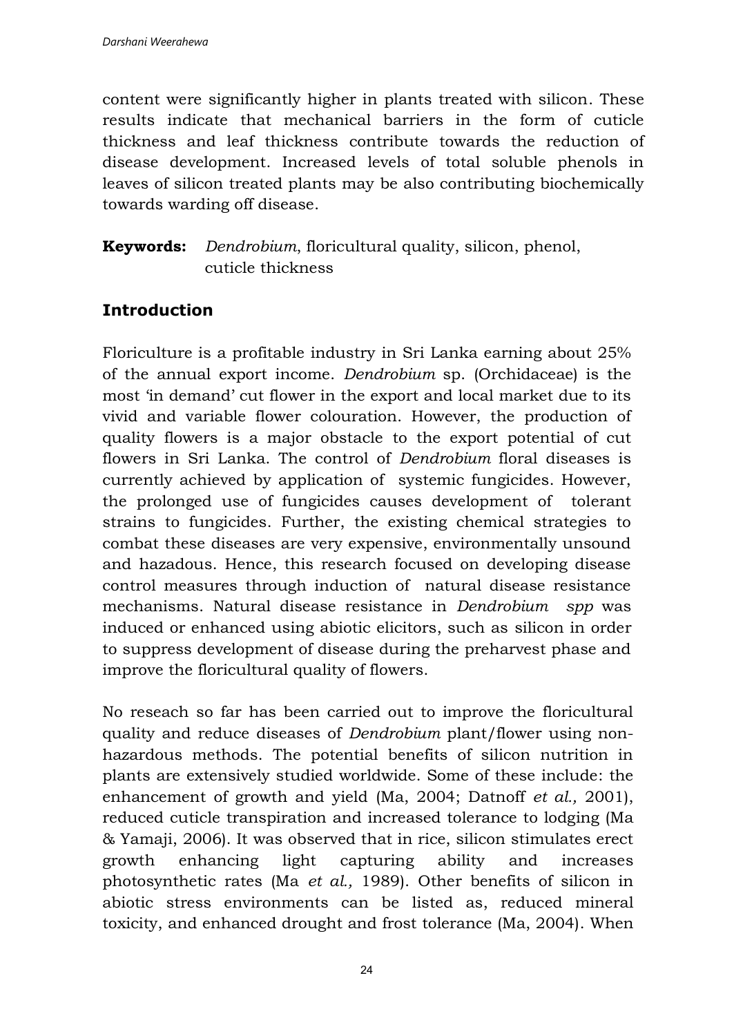content were significantly higher in plants treated with silicon. These results indicate that mechanical barriers in the form of cuticle thickness and leaf thickness contribute towards the reduction of disease development. Increased levels of total soluble phenols in leaves of silicon treated plants may be also contributing biochemically towards warding off disease.

**Keywords:** *Dendrobium*, floricultural quality, silicon, phenol, cuticle thickness

## Introduction

Floriculture is a profitable industry in Sri Lanka earning about 25% of the annual export income. *Dendrobium* sp. (Orchidaceae) is the most 'in demand' cut flower in the export and local market due to its vivid and variable flower colouration. However, the production of quality flowers is a major obstacle to the export potential of cut flowers in Sri Lanka. The control of *Dendrobium* floral diseases is currently achieved by application of systemic fungicides. However, the prolonged use of fungicides causes development of tolerant strains to fungicides. Further, the existing chemical strategies to combat these diseases are very expensive, environmentally unsound and hazadous. Hence, this research focused on developing disease control measures through induction of natural disease resistance mechanisms. Natural disease resistance in *Dendrobium spp* was induced or enhanced using abiotic elicitors, such as silicon in order to suppress development of disease during the preharvest phase and improve the floricultural quality of flowers.

No reseach so far has been carried out to improve the floricultural quality and reduce diseases of *Dendrobium* plant/flower using non-hazardous methods. The potential benefits of silicon nutrition in plants are extensively studied worldwide. Some of these include: the enhancement of growth and yield (Ma, 2004; Datnoff *et al.,* 2001), reduced cuticle transpiration and increased tolerance to lodging (Ma & Yamaji, 2006). It was observed that in rice, silicon stimulates erect growth enhancing light capturing ability and increases photosynthetic rates (Ma *et al.,* 1989). Other benefits of silicon in abiotic stress environments can be listed as, reduced mineral toxicity, and enhanced drought and frost tolerance (Ma, 2004). When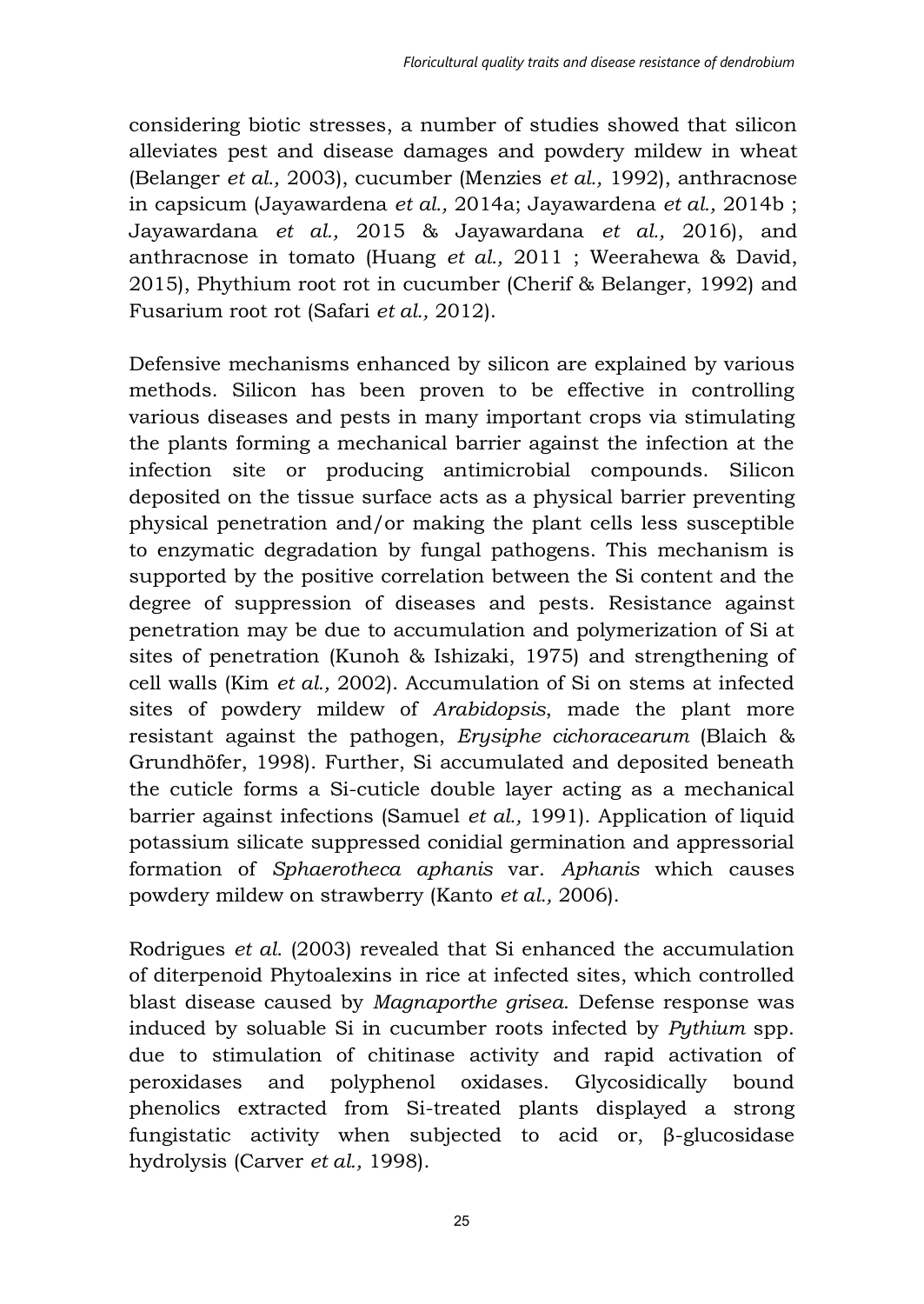considering biotic stresses, a number of studies showed that silicon alleviates pest and disease damages and powdery mildew in wheat (Belanger *et al.,* 2003), cucumber (Menzies *et al.,* 1992), anthracnose in capsicum (Jayawardena *et al.,* 2014a; Jayawardena *et al.,* 2014b ; Jayawardana *et al.,* 2015 & Jayawardana *et al.,* 2016), and anthracnose in tomato (Huang *et al.,* 2011 ; Weerahewa & David, 2015), Phythium root rot in cucumber (Cherif & Belanger, 1992) and Fusarium root rot (Safari *et al.,* 2012).

Defensive mechanisms enhanced by silicon are explained by various methods. Silicon has been proven to be effective in controlling various diseases and pests in many important crops via stimulating the plants forming a mechanical barrier against the infection at the infection site or producing antimicrobial compounds. Silicon deposited on the tissue surface acts as a physical barrier preventing physical penetration and/or making the plant cells less susceptible to enzymatic degradation by fungal pathogens. This mechanism is supported by the positive correlation between the Si content and the degree of suppression of diseases and pests. Resistance against penetration may be due to accumulation and polymerization of Si at sites of penetration (Kunoh & Ishizaki, 1975) and strengthening of cell walls (Kim *et al.,* 2002). Accumulation of Si on stems at infected sites of powdery mildew of *Arabidopsis*, made the plant more resistant against the pathogen, *Erysiphe cichoracearum* (Blaich & Grundhöfer, 1998). Further, Si accumulated and deposited beneath the cuticle forms a Si-cuticle double layer acting as a mechanical barrier against infections (Samuel *et al.,* 1991). Application of liquid potassium silicate suppressed conidial germination and appressorial formation of *Sphaerotheca aphanis* var. *Aphanis* which causes powdery mildew on strawberry (Kanto *et al.,* 2006).

Rodrigues *et al.* (2003) revealed that Si enhanced the accumulation of diterpenoid Phytoalexins in rice at infected sites, which controlled blast disease caused by *Magnaporthe grisea*. Defense response was induced by soluable Si in cucumber roots infected by *Pythium* spp. due to stimulation of chitinase activity and rapid activation of peroxidases and polyphenol oxidases. Glycosidically bound phenolics extracted from Si-treated plants displayed a strong fungistatic activity when subjected to acid or, β-glucosidase hydrolysis (Carver *et al.,* 1998).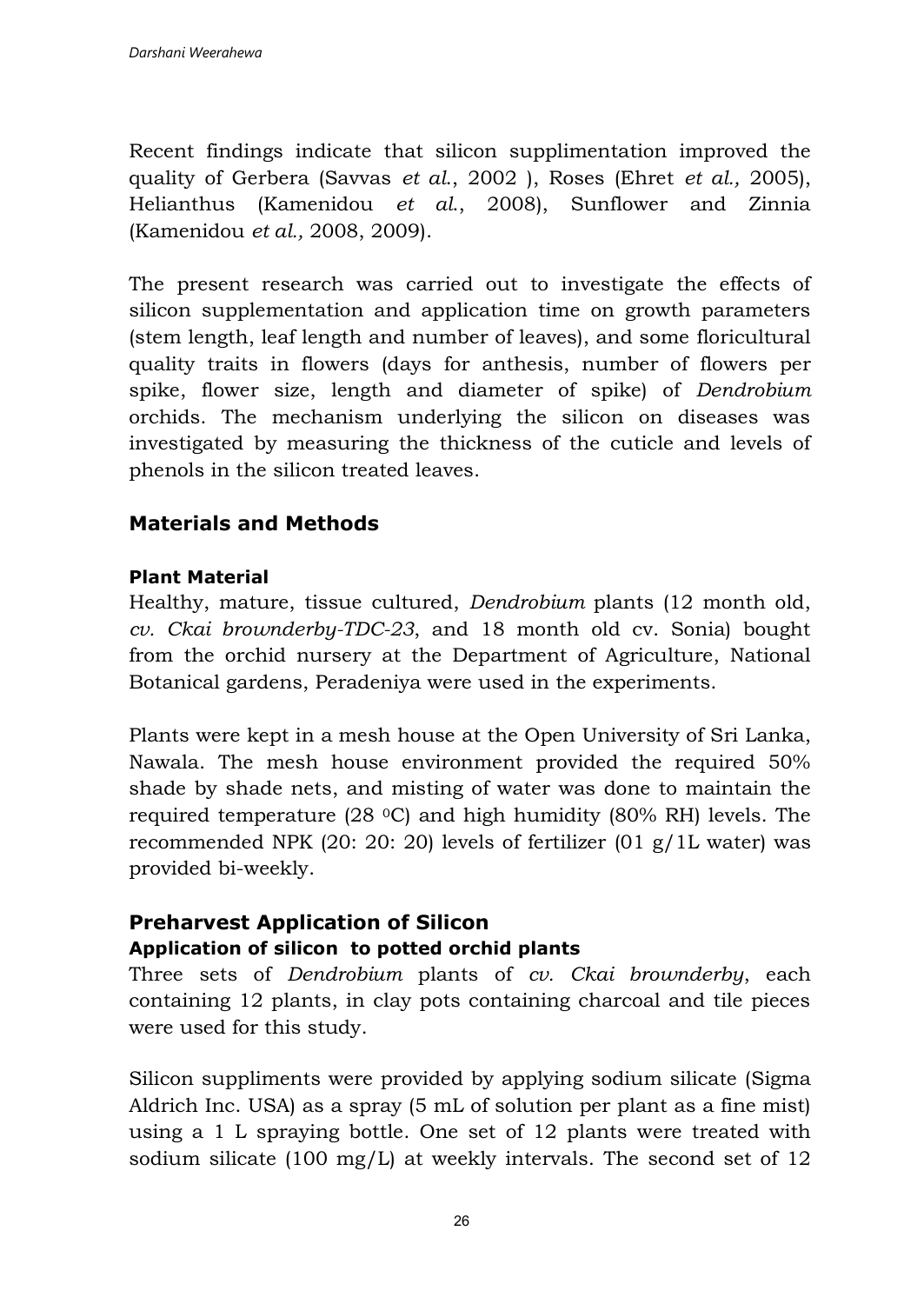Recent findings indicate that silicon supplimentation improved the quality of Gerbera (Savvas *et al.*, 2002 ), Roses (Ehret *et al.,* 2005), Helianthus (Kamenidou *et al.*, 2008), Sunflower and Zinnia (Kamenidou *et al.,* 2008, 2009).

The present research was carried out to investigate the effects of silicon supplementation and application time on growth parameters (stem length, leaf length and number of leaves), and some floricultural quality traits in flowers (days for anthesis, number of flowers per spike, flower size, length and diameter of spike) of *Dendrobium* orchids. The mechanism underlying the silicon on diseases was investigated by measuring the thickness of the cuticle and levels of phenols in the silicon treated leaves.

## Materials and Methods

### Plant Material

Healthy, mature, tissue cultured, *Dendrobium* plants (12 month old, *cv. Ckai brownderby-TDC-23*, and 18 month old cv. Sonia) bought from the orchid nursery at the Department of Agriculture, National Botanical gardens, Peradeniya were used in the experiments.

Plants were kept in a mesh house at the Open University of Sri Lanka, Nawala. The mesh house environment provided the required 50% shade by shade nets, and misting of water was done to maintain the required temperature (28 $^{0}$C) and high humidity (80% RH) levels. The recommended NPK (20: 20: 20) levels of fertilizer (01 g/1L water) was provided bi-weekly.

## Preharvest Application of Silicon

### Application of silicon to potted orchid plants

Three sets of *Dendrobium* plants of *cv. Ckai brownderby*, each containing 12 plants, in clay pots containing charcoal and tile pieces were used for this study.

Silicon suppliments were provided by applying sodium silicate (Sigma Aldrich Inc. USA) as a spray (5 mL of solution per plant as a fine mist) using a 1 L spraying bottle. One set of 12 plants were treated with sodium silicate (100 mg/L) at weekly intervals. The second set of 12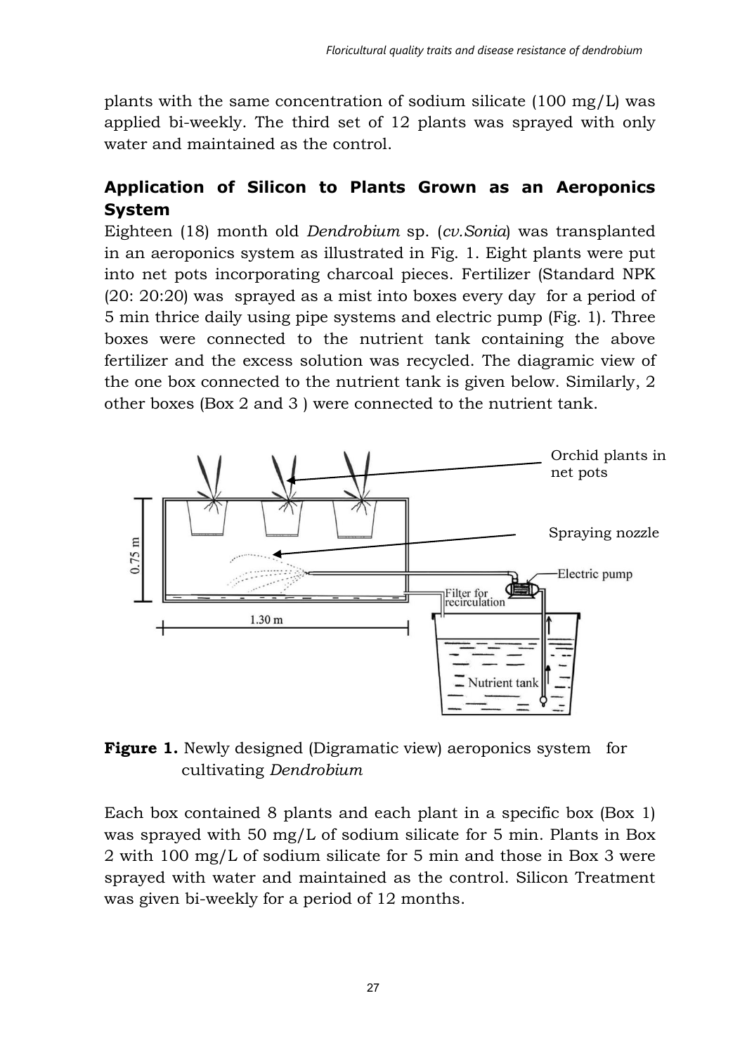plants with the same concentration of sodium silicate (100 mg/L) was applied bi-weekly. The third set of 12 plants was sprayed with only water and maintained as the control.

## Application of Silicon to Plants Grown as an Aeroponics System

Eighteen (18) month old *Dendrobium* sp. (*cv.Sonia*) was transplanted in an aeroponics system as illustrated in Fig. 1. Eight plants were put into net pots incorporating charcoal pieces. Fertilizer (Standard NPK (20: 20:20) was sprayed as a mist into boxes every day for a period of 5 min thrice daily using pipe systems and electric pump (Fig. 1). Three boxes were connected to the nutrient tank containing the above fertilizer and the excess solution was recycled. The diagramic view of the one box connected to the nutrient tank is given below. Similarly, 2 other boxes (Box 2 and 3 ) were connected to the nutrient tank.

**Figure 1.** Newly designed (Digramatic view) aeroponics system for cultivating *Dendrobium*

Each box contained 8 plants and each plant in a specific box (Box 1) was sprayed with 50 mg/L of sodium silicate for 5 min. Plants in Box 2 with 100 mg/L of sodium silicate for 5 min and those in Box 3 were sprayed with water and maintained as the control. Silicon Treatment was given bi-weekly for a period of 12 months.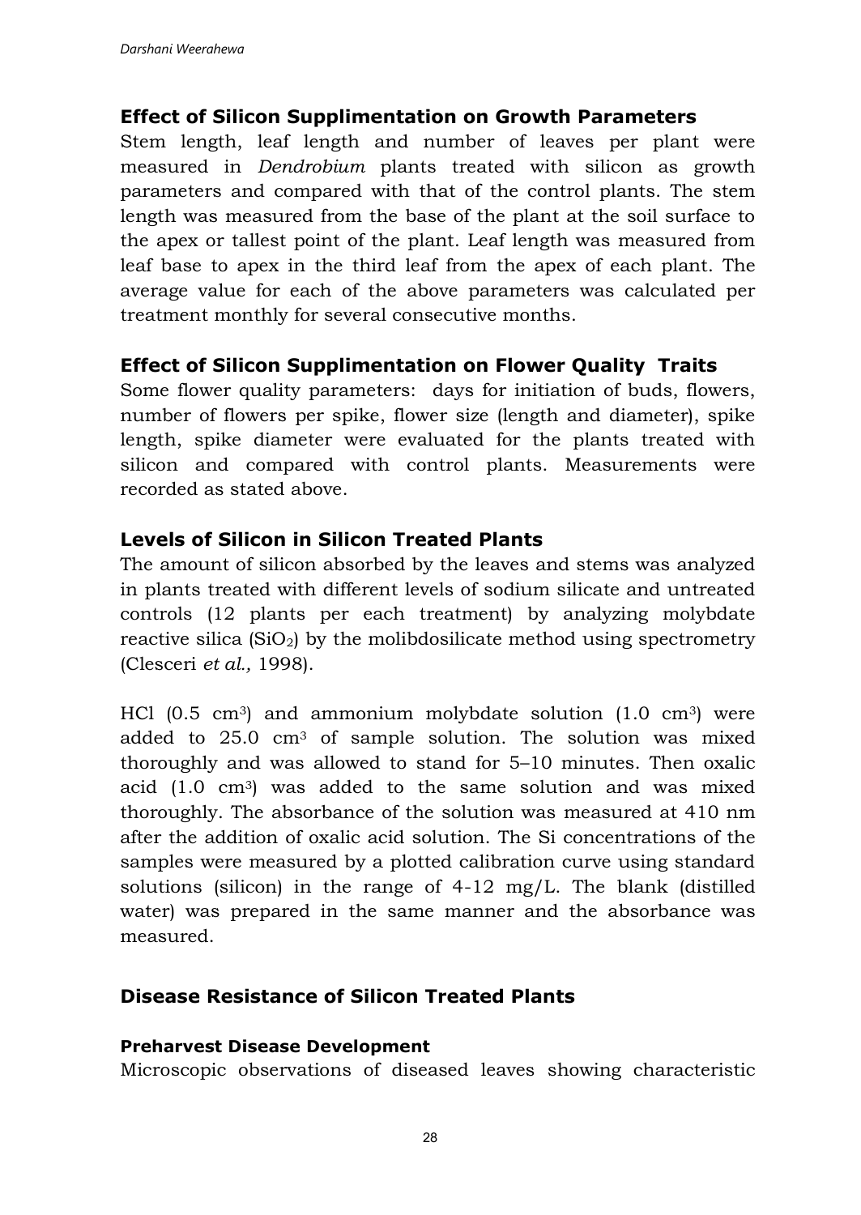## Effect of Silicon Supplimentation on Growth Parameters

Stem length, leaf length and number of leaves per plant were measured in *Dendrobium* plants treated with silicon as growth parameters and compared with that of the control plants. The stem length was measured from the base of the plant at the soil surface to the apex or tallest point of the plant. Leaf length was measured from leaf base to apex in the third leaf from the apex of each plant. The average value for each of the above parameters was calculated per treatment monthly for several consecutive months.

## Effect of Silicon Supplimentation on Flower Quality Traits

Some flower quality parameters: days for initiation of buds, flowers, number of flowers per spike, flower size (length and diameter), spike length, spike diameter were evaluated for the plants treated with silicon and compared with control plants. Measurements were recorded as stated above.

## Levels of Silicon in Silicon Treated Plants

The amount of silicon absorbed by the leaves and stems was analyzed in plants treated with different levels of sodium silicate and untreated controls (12 plants per each treatment) by analyzing molybdate reactive silica ($SiO_2$) by the molibdosilicate method using spectrometry (Clesceri *et al.,* 1998).

HCl (0.5 $cm^3$) and ammonium molybdate solution (1.0 $cm^3$) were added to 25.0 $cm^3$ of sample solution. The solution was mixed thoroughly and was allowed to stand for 5–10 minutes. Then oxalic acid (1.0 $cm^3$) was added to the same solution and was mixed thoroughly. The absorbance of the solution was measured at 410 nm after the addition of oxalic acid solution. The Si concentrations of the samples were measured by a plotted calibration curve using standard solutions (silicon) in the range of 4-12 mg/L. The blank (distilled water) was prepared in the same manner and the absorbance was measured.

## Disease Resistance of Silicon Treated Plants

### Preharvest Disease Development

Microscopic observations of diseased leaves showing characteristic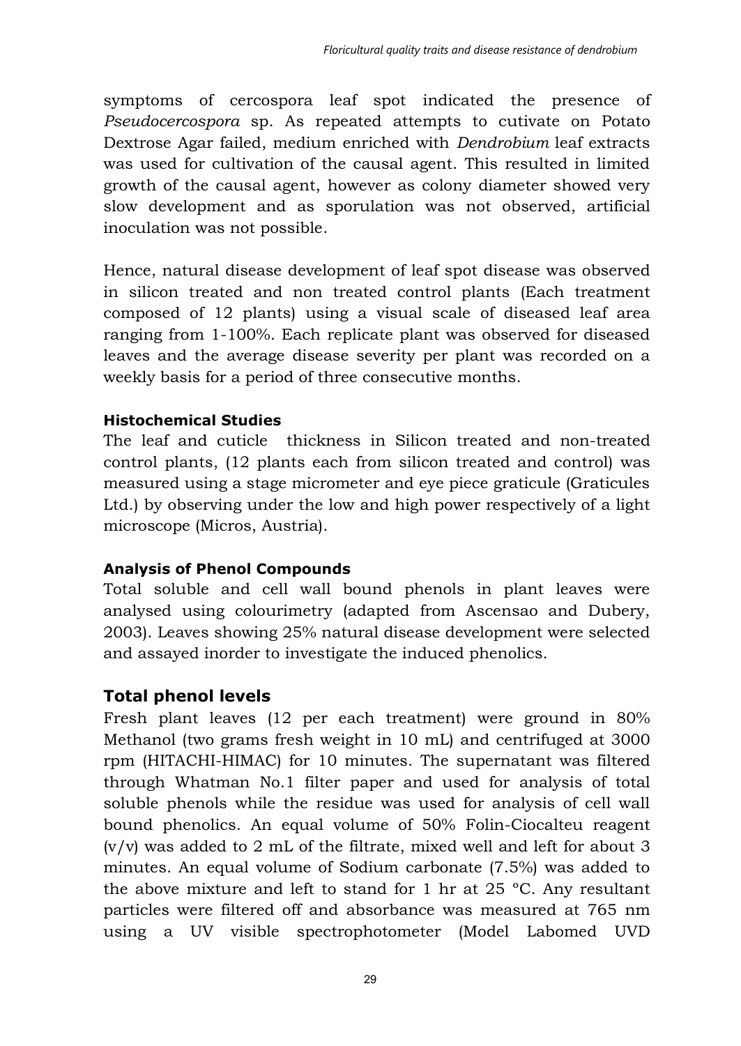symptoms of cercospora leaf spot indicated the presence of *Pseudocercospora* sp. As repeated attempts to cutivate on Potato Dextrose Agar failed, medium enriched with *Dendrobium* leaf extracts was used for cultivation of the causal agent. This resulted in limited growth of the causal agent, however as colony diameter showed very slow development and as sporulation was not observed, artificial inoculation was not possible.

Hence, natural disease development of leaf spot disease was observed in silicon treated and non treated control plants (Each treatment composed of 12 plants) using a visual scale of diseased leaf area ranging from 1-100%. Each replicate plant was observed for diseased leaves and the average disease severity per plant was recorded on a weekly basis for a period of three consecutive months.

### Histochemical Studies

The leaf and cuticle thickness in Silicon treated and non-treated control plants, (12 plants each from silicon treated and control) was measured using a stage micrometer and eye piece graticule (Graticules Ltd.) by observing under the low and high power respectively of a light microscope (Micros, Austria).

### Analysis of Phenol Compounds

Total soluble and cell wall bound phenols in plant leaves were analysed using colourimetry (adapted from Ascensao and Dubery, 2003). Leaves showing 25% natural disease development were selected and assayed inorder to investigate the induced phenolics.

## Total phenol levels

Fresh plant leaves (12 per each treatment) were ground in 80% Methanol (two grams fresh weight in 10 mL) and centrifuged at 3000 rpm (HITACHI-HIMAC) for 10 minutes. The supernatant was filtered through Whatman No.1 filter paper and used for analysis of total soluble phenols while the residue was used for analysis of cell wall bound phenolics. An equal volume of 50% Folin-Ciocalteu reagent (v/v) was added to 2 mL of the filtrate, mixed well and left for about 3 minutes. An equal volume of Sodium carbonate (7.5%) was added to the above mixture and left to stand for 1 hr at 25 °C. Any resultant particles were filtered off and absorbance was measured at 765 nm using a UV visible spectrophotometer (Model Labomed UVD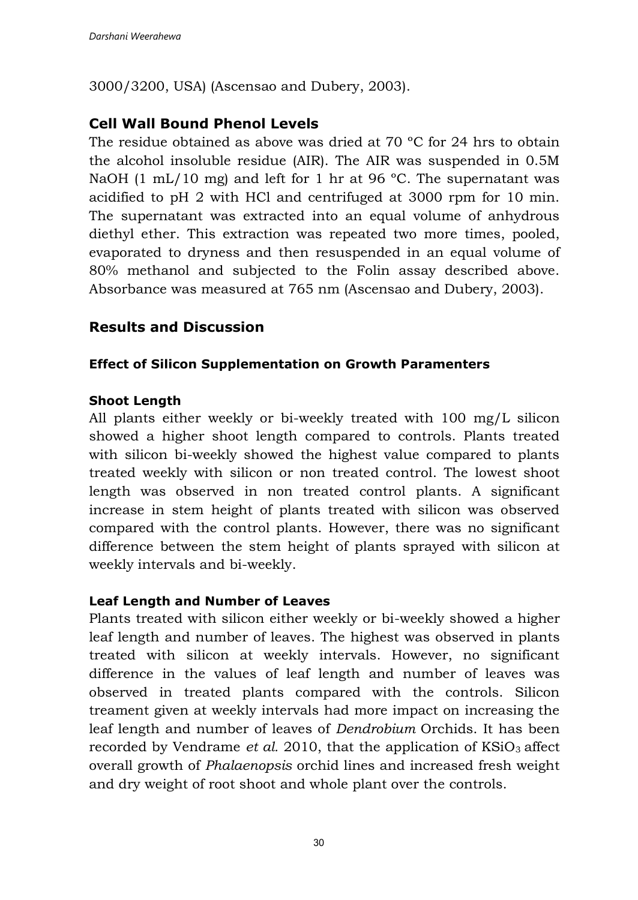3000/3200, USA) (Ascensao and Dubery, 2003).

## Cell Wall Bound Phenol Levels

The residue obtained as above was dried at 70 ºC for 24 hrs to obtain the alcohol insoluble residue (AIR). The AIR was suspended in 0.5M NaOH (1 mL/10 mg) and left for 1 hr at 96 ºC. The supernatant was acidified to pH 2 with HCl and centrifuged at 3000 rpm for 10 min. The supernatant was extracted into an equal volume of anhydrous diethyl ether. This extraction was repeated two more times, pooled, evaporated to dryness and then resuspended in an equal volume of 80% methanol and subjected to the Folin assay described above. Absorbance was measured at 765 nm (Ascensao and Dubery, 2003).

## Results and Discussion

### Effect of Silicon Supplementation on Growth Paramenters

#### Shoot Length

All plants either weekly or bi-weekly treated with 100 mg/L silicon showed a higher shoot length compared to controls. Plants treated with silicon bi-weekly showed the highest value compared to plants treated weekly with silicon or non treated control. The lowest shoot length was observed in non treated control plants. A significant increase in stem height of plants treated with silicon was observed compared with the control plants. However, there was no significant difference between the stem height of plants sprayed with silicon at weekly intervals and bi-weekly.

#### Leaf Length and Number of Leaves

Plants treated with silicon either weekly or bi-weekly showed a higher leaf length and number of leaves. The highest was observed in plants treated with silicon at weekly intervals. However, no significant difference in the values of leaf length and number of leaves was observed in treated plants compared with the controls. Silicon treament given at weekly intervals had more impact on increasing the leaf length and number of leaves of *Dendrobium* Orchids. It has been recorded by Vendrame *et al.* 2010, that the application of $KSiO_3$ affect overall growth of *Phalaenopsis* orchid lines and increased fresh weight and dry weight of root shoot and whole plant over the controls.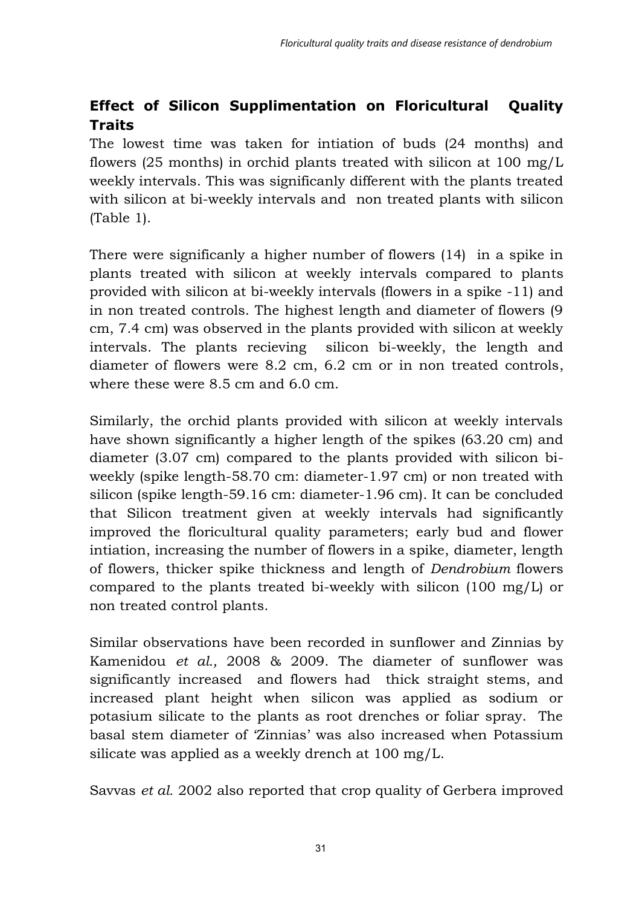## Effect of Silicon Supplimentation on Floricultural Quality Traits

The lowest time was taken for intiation of buds (24 months) and flowers (25 months) in orchid plants treated with silicon at 100 mg/L weekly intervals. This was significanly different with the plants treated with silicon at bi-weekly intervals and non treated plants with silicon (Table 1).

There were significanly a higher number of flowers (14) in a spike in plants treated with silicon at weekly intervals compared to plants provided with silicon at bi-weekly intervals (flowers in a spike -11) and in non treated controls. The highest length and diameter of flowers (9 cm, 7.4 cm) was observed in the plants provided with silicon at weekly intervals. The plants recieving silicon bi-weekly, the length and diameter of flowers were 8.2 cm, 6.2 cm or in non treated controls, where these were 8.5 cm and 6.0 cm.

Similarly, the orchid plants provided with silicon at weekly intervals have shown significantly a higher length of the spikes (63.20 cm) and diameter (3.07 cm) compared to the plants provided with silicon bi-weekly (spike length-58.70 cm: diameter-1.97 cm) or non treated with silicon (spike length-59.16 cm: diameter-1.96 cm). It can be concluded that Silicon treatment given at weekly intervals had significantly improved the floricultural quality parameters; early bud and flower intiation, increasing the number of flowers in a spike, diameter, length of flowers, thicker spike thickness and length of *Dendrobium* flowers compared to the plants treated bi-weekly with silicon (100 mg/L) or non treated control plants.

Similar observations have been recorded in sunflower and Zinnias by Kamenidou *et al.,* 2008 & 2009. The diameter of sunflower was significantly increased and flowers had thick straight stems, and increased plant height when silicon was applied as sodium or potasium silicate to the plants as root drenches or foliar spray. The basal stem diameter of 'Zinnias' was also increased when Potassium silicate was applied as a weekly drench at 100 mg/L.

Savvas *et al.* 2002 also reported that crop quality of Gerbera improved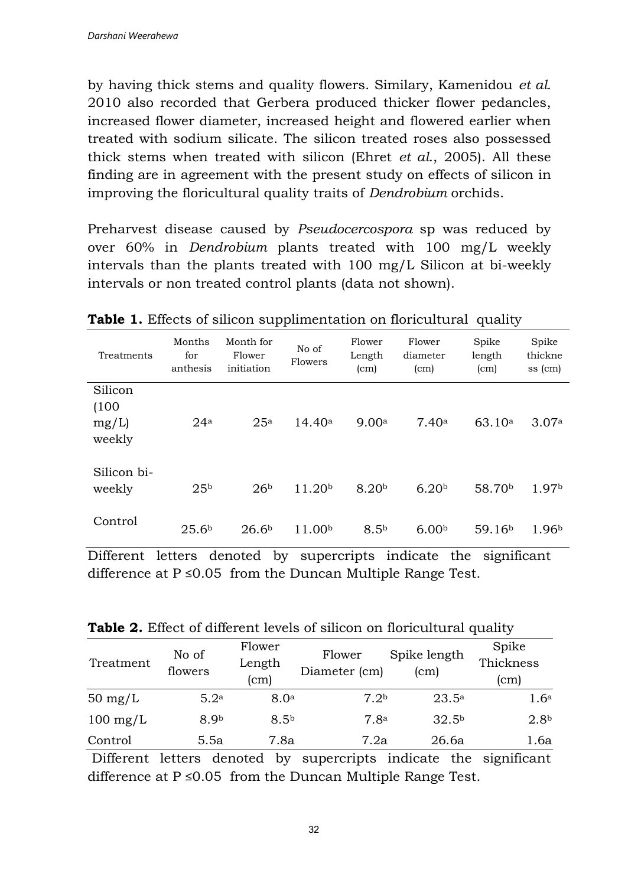by having thick stems and quality flowers. Similary, Kamenidou *et al*. 2010 also recorded that Gerbera produced thicker flower pedancles, increased flower diameter, increased height and flowered earlier when treated with sodium silicate. The silicon treated roses also possessed thick stems when treated with silicon (Ehret *et al*., 2005). All these finding are in agreement with the present study on effects of silicon in improving the floricultural quality traits of *Dendrobium* orchids.

Preharvest disease caused by *Pseudocercospora* sp was reduced by over 60% in *Dendrobium* plants treated with 100 mg/L weekly intervals than the plants treated with 100 mg/L Silicon at bi-weekly intervals or non treated control plants (data not shown).

**Table 1.** Effects of silicon supplimentation on floricultural quality

| Treatments | Months for anthesis | Month for Flower initiation | No of Flowers | Flower Length (cm) | Flower diameter (cm) | Spike length (cm) | Spike thickness (cm) |
|---|---|---|---|---|---|---|---|
| Silicon (100 mg/L) weekly | 24[a] | 25[a] | 14.40[a] | 9.00[a] | 7.40[a] | 63.10[a] | 3.07[a] |
| Silicon bi-weekly | 25[b] | 26[b] | 11.20[b] | 8.20[b] | 6.20[b] | 58.70[b] | 1.97[b] |
| Control | 25.6[b] | 26.6[b] | 11.00[b] | 8.5[b] | 6.00[b] | 59.16[b] | 1.96[b] |

Different letters denoted by supercripts indicate the significant difference at P ≤0.05 from the Duncan Multiple Range Test.

**Table 2.** Effect of different levels of silicon on floricultural quality

| Treatment | No of flowers | Flower Length (cm) | Flower Diameter (cm) | Spike length (cm) | Spike Thickness (cm) |
|---|---|---|---|---|---|
| 50 mg/L | 5.2[a] | 8.0[a] | 7.2[b] | 23.5[a] | 1.6[a] |
| 100 mg/L | 8.9[b] | 8.5[b] | 7.8[a] | 32.5[b] | 2.8[b] |
| Control | 5.5a | 7.8a | 7.2a | 26.6a | 1.6a |

Different letters denoted by supercripts indicate the significant difference at P ≤0.05 from the Duncan Multiple Range Test.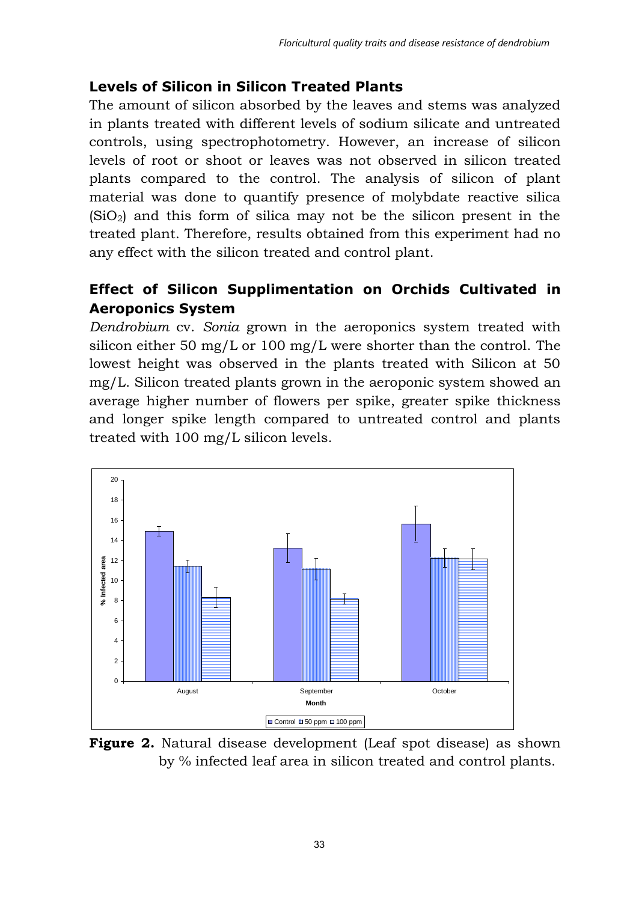## Levels of Silicon in Silicon Treated Plants

The amount of silicon absorbed by the leaves and stems was analyzed in plants treated with different levels of sodium silicate and untreated controls, using spectrophotometry. However, an increase of silicon levels of root or shoot or leaves was not observed in silicon treated plants compared to the control. The analysis of silicon of plant material was done to quantify presence of molybdate reactive silica ($SiO_2$) and this form of silica may not be the silicon present in the treated plant. Therefore, results obtained from this experiment had no any effect with the silicon treated and control plant.

## Effect of Silicon Supplimentation on Orchids Cultivated in Aeroponics System

*Dendrobium* cv. *Sonia* grown in the aeroponics system treated with silicon either 50 mg/L or 100 mg/L were shorter than the control. The lowest height was observed in the plants treated with Silicon at 50 mg/L. Silicon treated plants grown in the aeroponic system showed an average higher number of flowers per spike, greater spike thickness and longer spike length compared to untreated control and plants treated with 100 mg/L silicon levels.

**Figure 2.** Natural disease development (Leaf spot disease) as shown by % infected leaf area in silicon treated and control plants.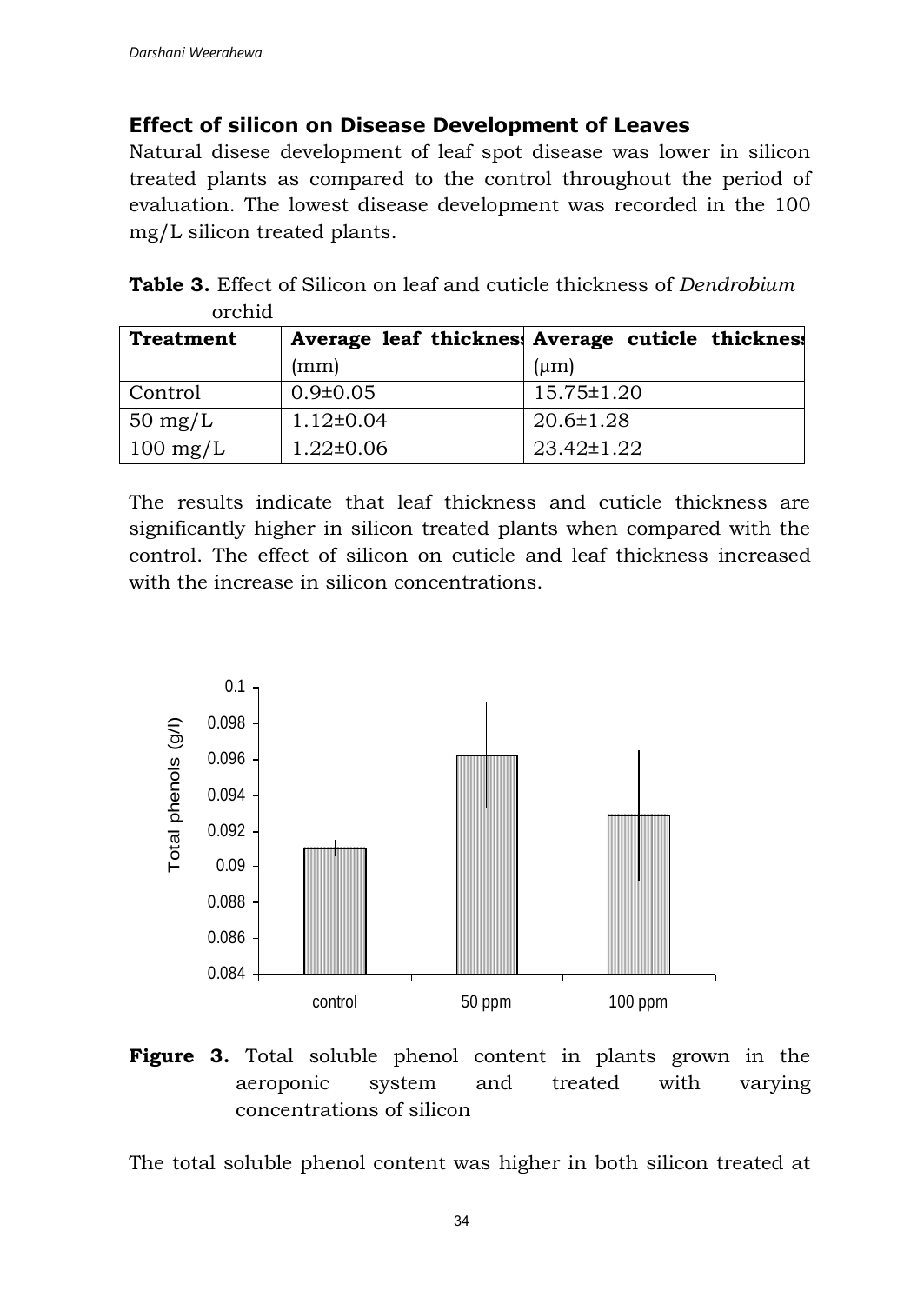### Effect of silicon on Disease Development of Leaves

Natural disese development of leaf spot disease was lower in silicon treated plants as compared to the control throughout the period of evaluation. The lowest disease development was recorded in the 100 mg/L silicon treated plants.

**Table 3.** Effect of Silicon on leaf and cuticle thickness of *Dendrobium* orchid

| Treatment | Average leaf thickness (mm) | Average cuticle thickness (μm) |
|---|---|---|
| Control | 0.9±0.05 | 15.75±1.20 |
| 50 mg/L | 1.12±0.04 | 20.6±1.28 |
| 100 mg/L | 1.22±0.06 | 23.42±1.22 |

The results indicate that leaf thickness and cuticle thickness are significantly higher in silicon treated plants when compared with the control. The effect of silicon on cuticle and leaf thickness increased with the increase in silicon concentrations.

**Figure 3.** Total soluble phenol content in plants grown in the aeroponic system and treated with varying concentrations of silicon

The total soluble phenol content was higher in both silicon treated at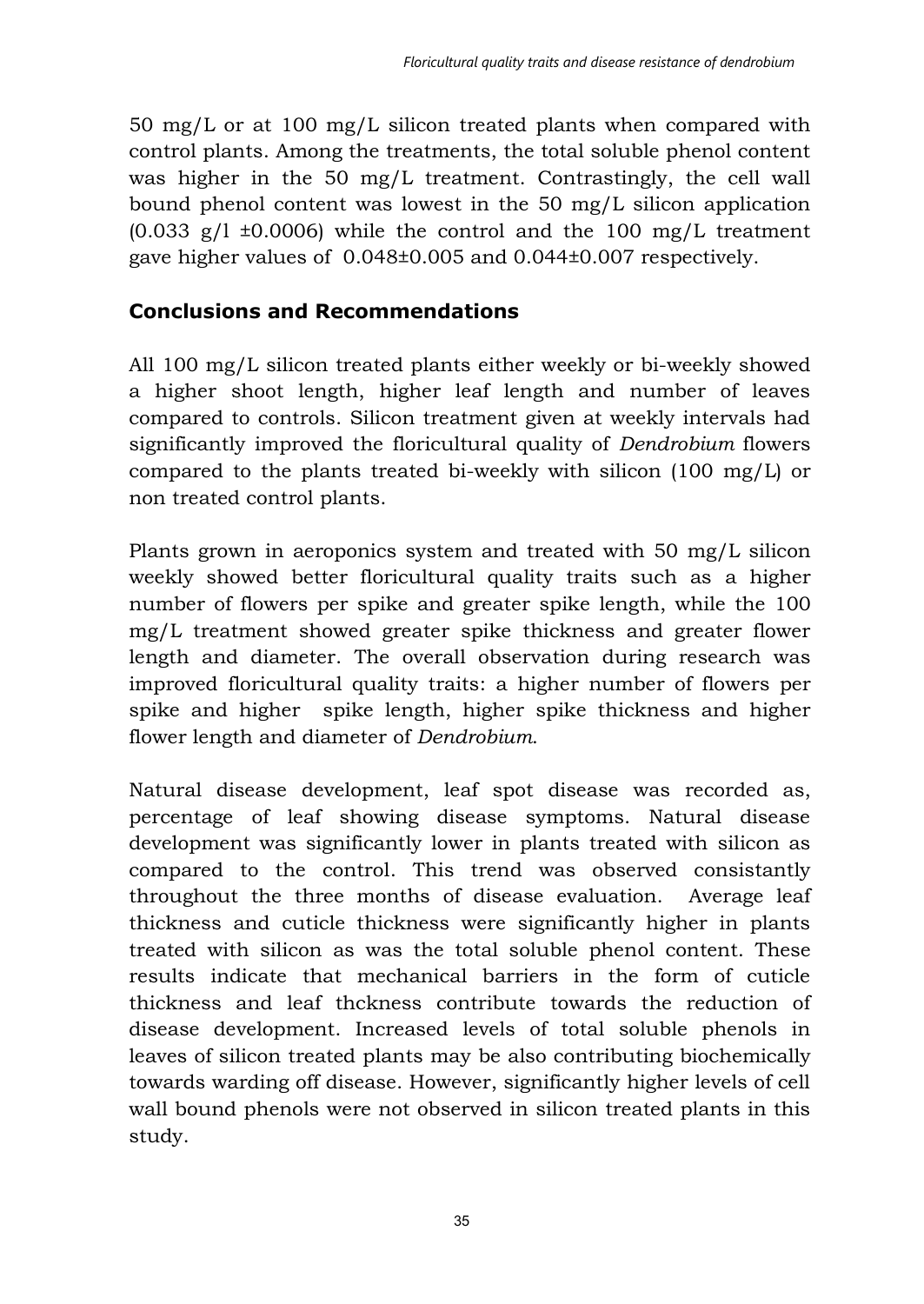50 mg/L or at 100 mg/L silicon treated plants when compared with control plants. Among the treatments, the total soluble phenol content was higher in the 50 mg/L treatment. Contrastingly, the cell wall bound phenol content was lowest in the 50 mg/L silicon application (0.033 g/l ±0.0006) while the control and the 100 mg/L treatment gave higher values of 0.048±0.005 and 0.044±0.007 respectively.

## Conclusions and Recommendations

All 100 mg/L silicon treated plants either weekly or bi-weekly showed a higher shoot length, higher leaf length and number of leaves compared to controls. Silicon treatment given at weekly intervals had significantly improved the floricultural quality of *Dendrobium* flowers compared to the plants treated bi-weekly with silicon (100 mg/L) or non treated control plants.

Plants grown in aeroponics system and treated with 50 mg/L silicon weekly showed better floricultural quality traits such as a higher number of flowers per spike and greater spike length, while the 100 mg/L treatment showed greater spike thickness and greater flower length and diameter. The overall observation during research was improved floricultural quality traits: a higher number of flowers per spike and higher spike length, higher spike thickness and higher flower length and diameter of *Dendrobium*.

Natural disease development, leaf spot disease was recorded as, percentage of leaf showing disease symptoms. Natural disease development was significantly lower in plants treated with silicon as compared to the control. This trend was observed consistantly throughout the three months of disease evaluation. Average leaf thickness and cuticle thickness were significantly higher in plants treated with silicon as was the total soluble phenol content. These results indicate that mechanical barriers in the form of cuticle thickness and leaf thckness contribute towards the reduction of disease development. Increased levels of total soluble phenols in leaves of silicon treated plants may be also contributing biochemically towards warding off disease. However, significantly higher levels of cell wall bound phenols were not observed in silicon treated plants in this study.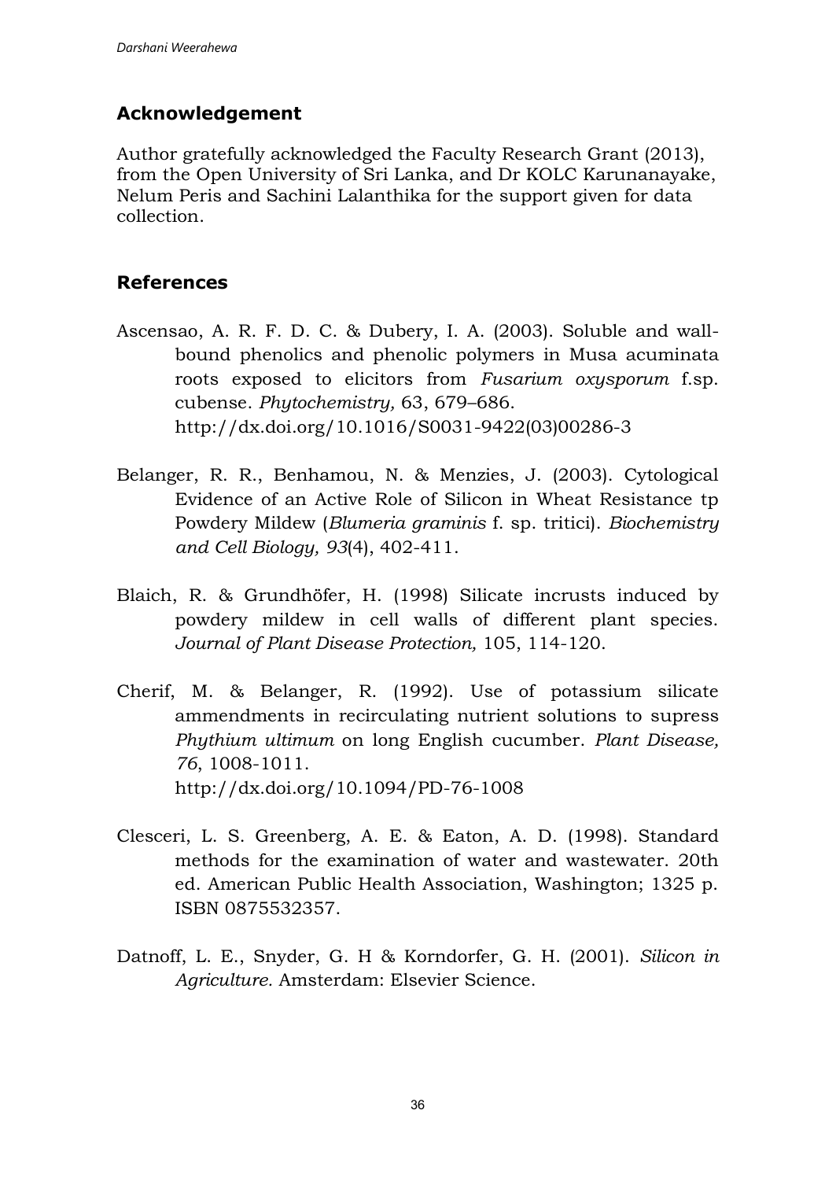## Acknowledgement

Author gratefully acknowledged the Faculty Research Grant (2013), from the Open University of Sri Lanka, and Dr KOLC Karunanayake, Nelum Peris and Sachini Lalanthika for the support given for data collection.

## References

Ascensao, A. R. F. D. C. & Dubery, I. A. (2003). Soluble and wall-bound phenolics and phenolic polymers in Musa acuminata roots exposed to elicitors from *Fusarium oxysporum* f.sp. cubense. *Phytochemistry,* 63, 679–686. http://dx.doi.org/10.1016/S0031-9422(03)00286-3

Belanger, R. R., Benhamou, N. & Menzies, J. (2003). Cytological Evidence of an Active Role of Silicon in Wheat Resistance tp Powdery Mildew (*Blumeria graminis* f. sp. tritici). *Biochemistry and Cell Biology, 93*(4), 402-411.

Blaich, R. & Grundhöfer, H. (1998) Silicate incrusts induced by powdery mildew in cell walls of different plant species. *Journal of Plant Disease Protection,* 105, 114-120.

Cherif, M. & Belanger, R. (1992). Use of potassium silicate ammendments in recirculating nutrient solutions to supress *Phythium ultimum* on long English cucumber. *Plant Disease, 76*, 1008-1011. http://dx.doi.org/10.1094/PD-76-1008

Clesceri, L. S. Greenberg, A. E. & Eaton, A. D. (1998). Standard methods for the examination of water and wastewater. 20th ed. American Public Health Association, Washington; 1325 p. ISBN 0875532357.

Datnoff, L. E., Snyder, G. H & Korndorfer, G. H. (2001). *Silicon in Agriculture.* Amsterdam: Elsevier Science.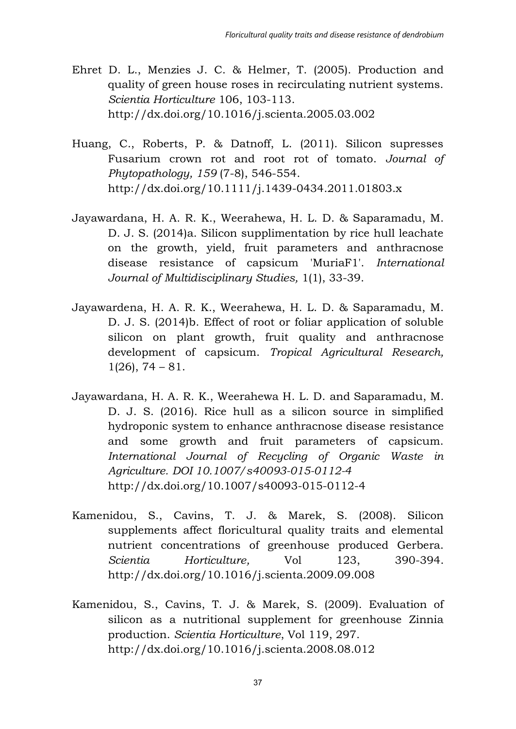Ehret D. L., Menzies J. C. & Helmer, T. (2005). Production and quality of green house roses in recirculating nutrient systems. *Scientia Horticulture* 106, 103-113. http://dx.doi.org/10.1016/j.scienta.2005.03.002

Huang, C., Roberts, P. & Datnoff, L. (2011). Silicon supresses Fusarium crown rot and root rot of tomato. *Journal of Phytopathology, 159* (7-8), 546-554. http://dx.doi.org/10.1111/j.1439-0434.2011.01803.x

Jayawardana, H. A. R. K., Weerahewa, H. L. D. & Saparamadu, M. D. J. S. (2014)a. Silicon supplimentation by rice hull leachate on the growth, yield, fruit parameters and anthracnose disease resistance of capsicum 'MuriaF1'. *International Journal of Multidisciplinary Studies,* 1(1), 33-39.

Jayawardena, H. A. R. K., Weerahewa, H. L. D. & Saparamadu, M. D. J. S. (2014)b. Effect of root or foliar application of soluble silicon on plant growth, fruit quality and anthracnose development of capsicum. *Tropical Agricultural Research,* 1(26), 74 – 81.

Jayawardana, H. A. R. K., Weerahewa H. L. D. and Saparamadu, M. D. J. S. (2016). Rice hull as a silicon source in simplified hydroponic system to enhance anthracnose disease resistance and some growth and fruit parameters of capsicum. *International Journal of Recycling of Organic Waste in Agriculture. DOI 10.1007/s40093-015-0112-4* http://dx.doi.org/10.1007/s40093-015-0112-4

Kamenidou, S., Cavins, T. J. & Marek, S. (2008). Silicon supplements affect floricultural quality traits and elemental nutrient concentrations of greenhouse produced Gerbera. *Scientia Horticulture,* Vol 123, 390-394. http://dx.doi.org/10.1016/j.scienta.2009.09.008

Kamenidou, S., Cavins, T. J. & Marek, S. (2009). Evaluation of silicon as a nutritional supplement for greenhouse Zinnia production. *Scientia Horticulture*, Vol 119, 297. http://dx.doi.org/10.1016/j.scienta.2008.08.012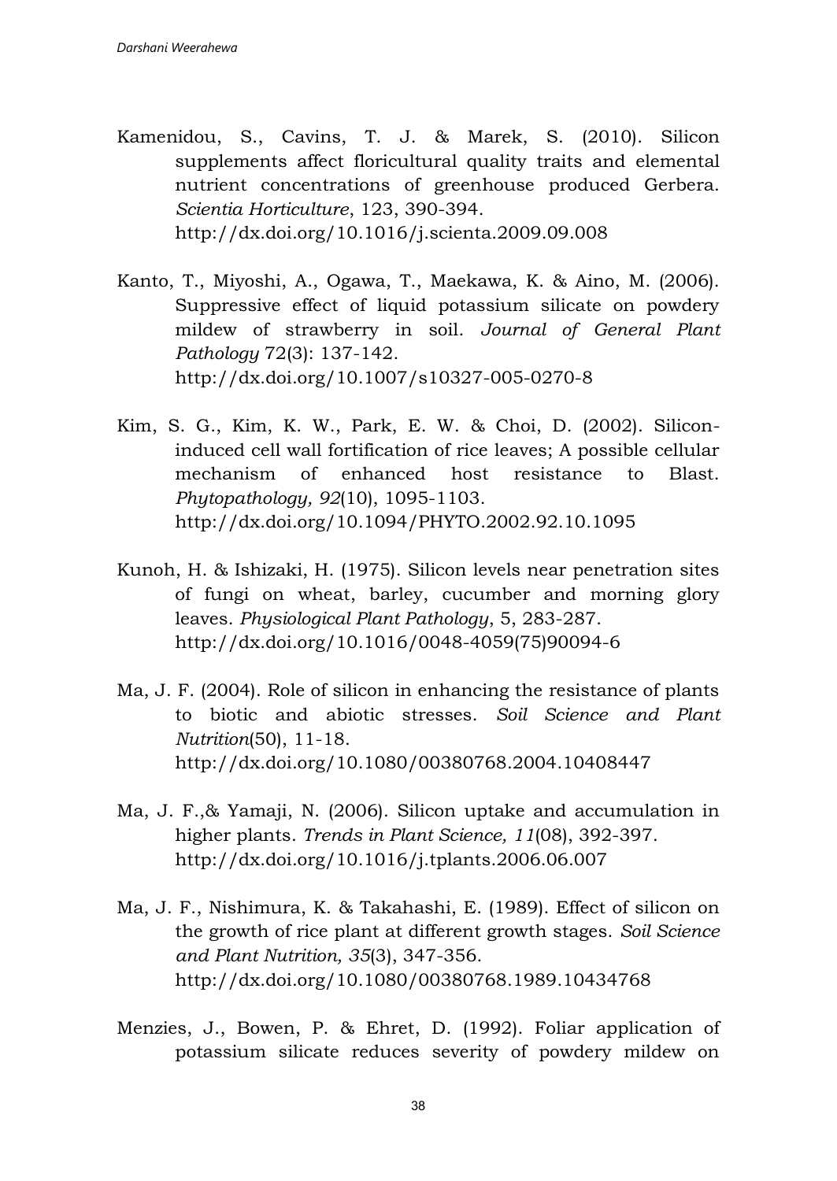Kamenidou, S., Cavins, T. J. & Marek, S. (2010). Silicon supplements affect floricultural quality traits and elemental nutrient concentrations of greenhouse produced Gerbera. *Scientia Horticulture*, 123, 390-394. http://dx.doi.org/10.1016/j.scienta.2009.09.008

Kanto, T., Miyoshi, A., Ogawa, T., Maekawa, K. & Aino, M. (2006). Suppressive effect of liquid potassium silicate on powdery mildew of strawberry in soil. *Journal of General Plant Pathology* 72(3): 137-142. http://dx.doi.org/10.1007/s10327-005-0270-8

Kim, S. G., Kim, K. W., Park, E. W. & Choi, D. (2002). Silicon-induced cell wall fortification of rice leaves; A possible cellular mechanism of enhanced host resistance to Blast. *Phytopathology, 92*(10), 1095-1103. http://dx.doi.org/10.1094/PHYTO.2002.92.10.1095

Kunoh, H. & Ishizaki, H. (1975). Silicon levels near penetration sites of fungi on wheat, barley, cucumber and morning glory leaves. *Physiological Plant Pathology*, 5, 283-287. http://dx.doi.org/10.1016/0048-4059(75)90094-6

Ma, J. F. (2004). Role of silicon in enhancing the resistance of plants to biotic and abiotic stresses. *Soil Science and Plant Nutrition*(50), 11-18. http://dx.doi.org/10.1080/00380768.2004.10408447

Ma, J. F.,& Yamaji, N. (2006). Silicon uptake and accumulation in higher plants. *Trends in Plant Science, 11*(08), 392-397. http://dx.doi.org/10.1016/j.tplants.2006.06.007

Ma, J. F., Nishimura, K. & Takahashi, E. (1989). Effect of silicon on the growth of rice plant at different growth stages. *Soil Science and Plant Nutrition, 35*(3), 347-356. http://dx.doi.org/10.1080/00380768.1989.10434768

Menzies, J., Bowen, P. & Ehret, D. (1992). Foliar application of potassium silicate reduces severity of powdery mildew on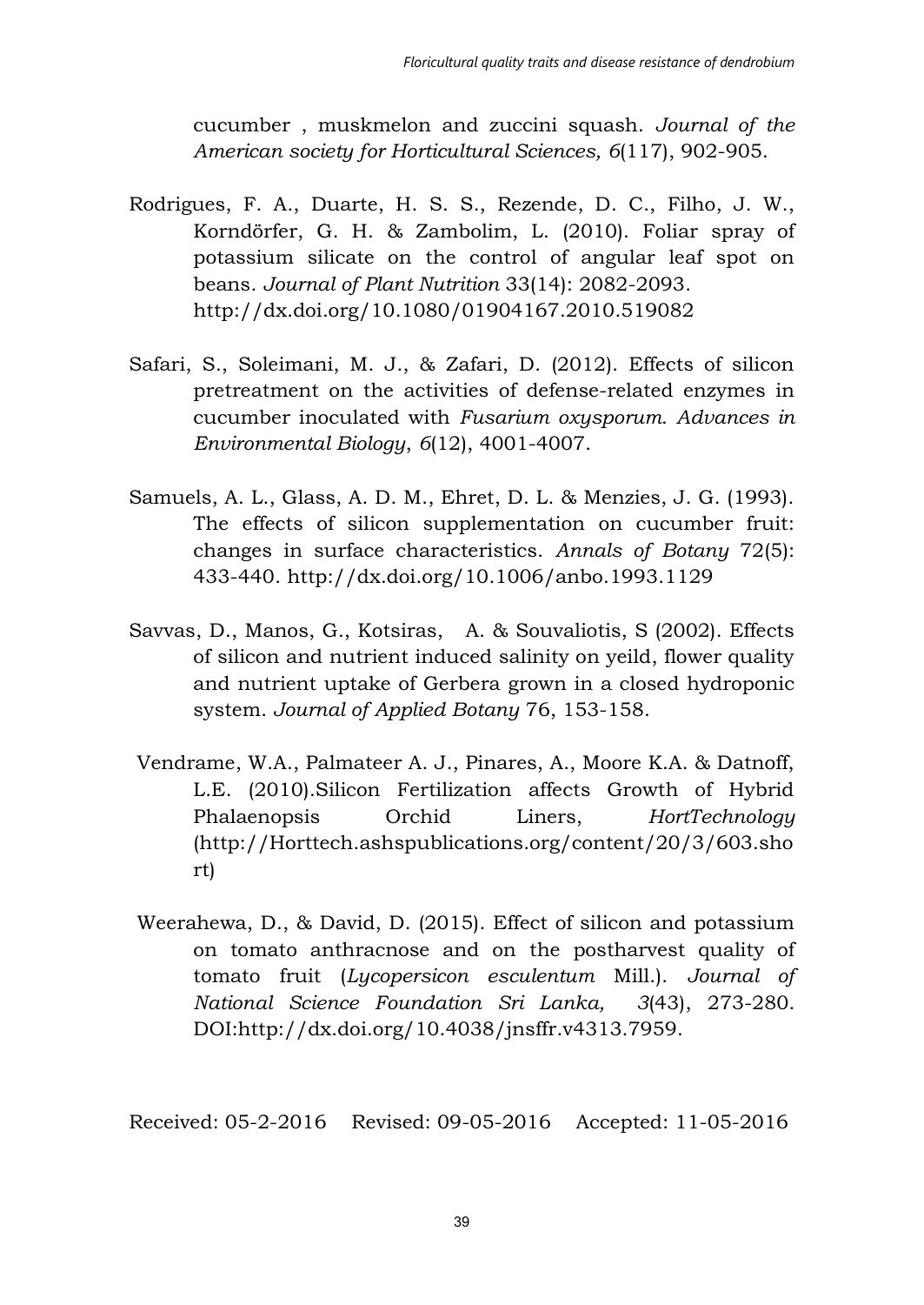cucumber , muskmelon and zuccini squash. *Journal of the American society for Horticultural Sciences, 6*(117), 902-905.

Rodrigues, F. A., Duarte, H. S. S., Rezende, D. C., Filho, J. W., Korndörfer, G. H. & Zambolim, L. (2010). Foliar spray of potassium silicate on the control of angular leaf spot on beans. *Journal of Plant Nutrition* 33(14): 2082-2093. http://dx.doi.org/10.1080/01904167.2010.519082

Safari, S., Soleimani, M. J., & Zafari, D. (2012). Effects of silicon pretreatment on the activities of defense-related enzymes in cucumber inoculated with *Fusarium oxysporum*. *Advances in Environmental Biology*, *6*(12), 4001-4007.

Samuels, A. L., Glass, A. D. M., Ehret, D. L. & Menzies, J. G. (1993). The effects of silicon supplementation on cucumber fruit: changes in surface characteristics. *Annals of Botany* 72(5): 433-440. http://dx.doi.org/10.1006/anbo.1993.1129

Savvas, D., Manos, G., Kotsiras, A. & Souvaliotis, S (2002). Effects of silicon and nutrient induced salinity on yeild, flower quality and nutrient uptake of Gerbera grown in a closed hydroponic system. *Journal of Applied Botany* 76, 153-158.

Vendrame, W.A., Palmateer A. J., Pinares, A., Moore K.A. & Datnoff, L.E. (2010).Silicon Fertilization affects Growth of Hybrid Phalaenopsis Orchid Liners, *HortTechnology* (http://Horttech.ashspublications.org/content/20/3/603.short)

Weerahewa, D., & David, D. (2015). Effect of silicon and potassium on tomato anthracnose and on the postharvest quality of tomato fruit (*Lycopersicon esculentum* Mill.). *Journal of National Science Foundation Sri Lanka, 3*(43), 273-280. DOI:http://dx.doi.org/10.4038/jnsffr.v4313.7959.

Received: 05-2-2016 Revised: 09-05-2016 Accepted: 11-05-2016